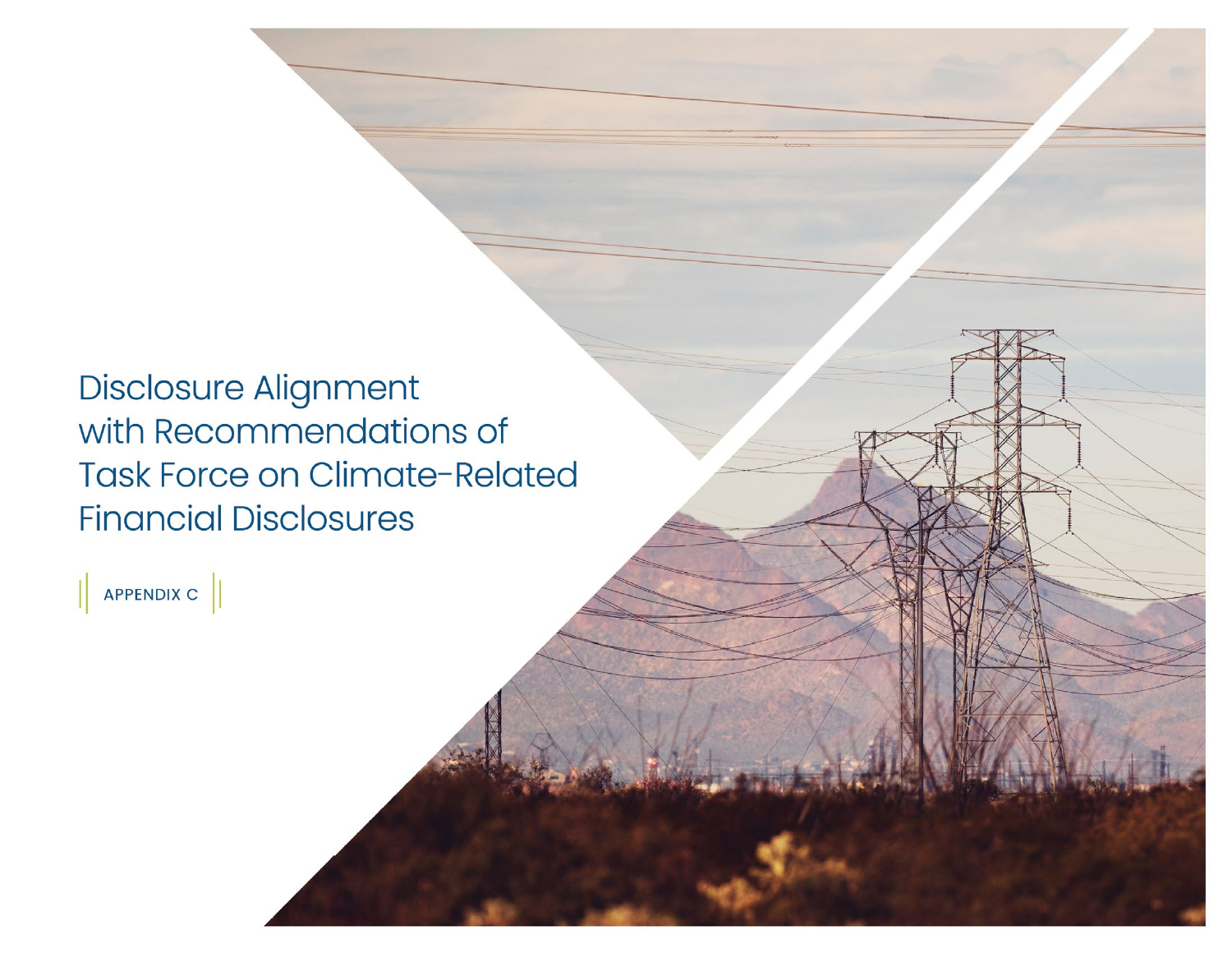# Disclosure Alignment with Recommendations of Task Force on Climate-Related Financial Disclosures

APPENDIX C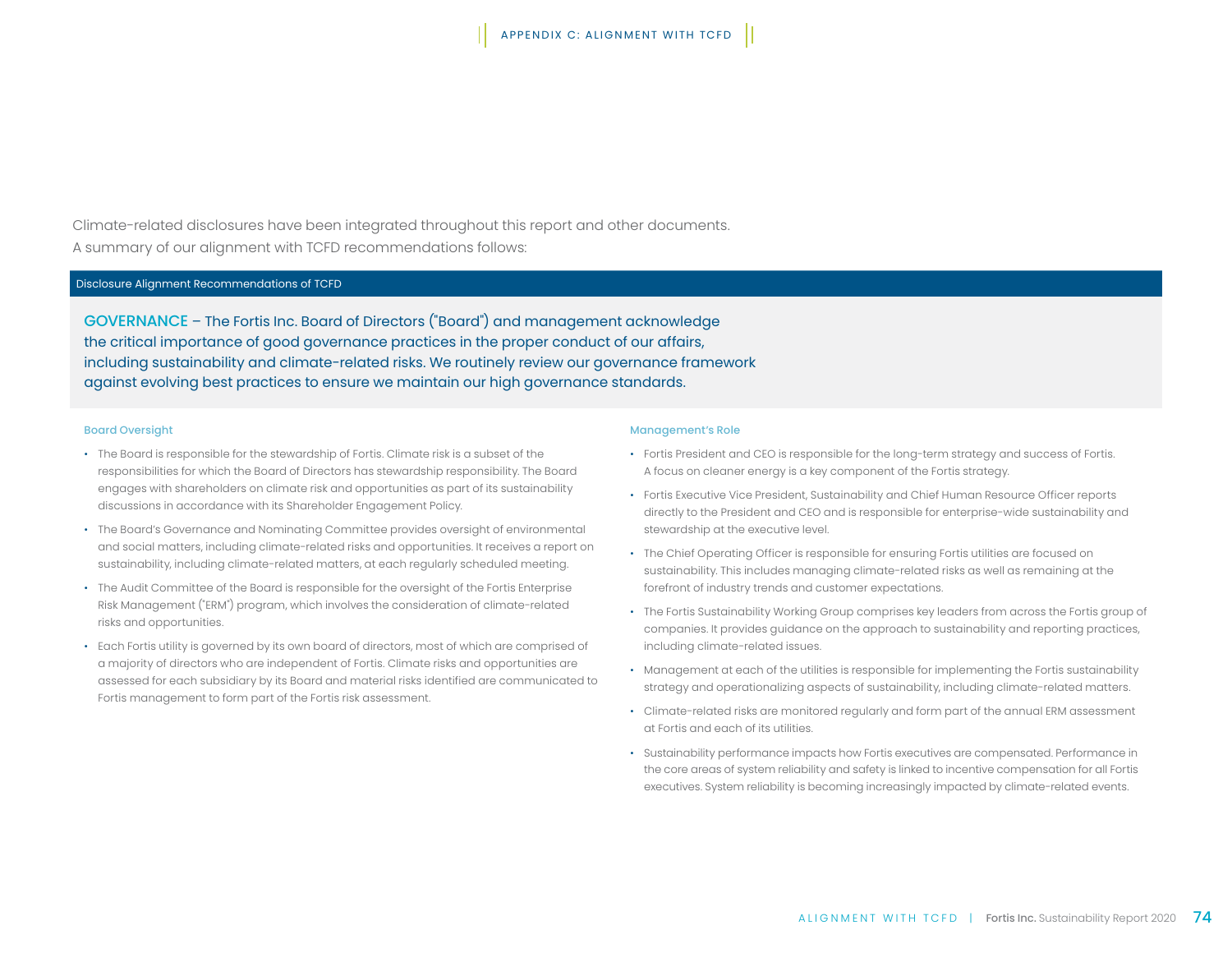Climate-related disclosures have been integrated throughout this report and other documents.
A summary of our alignment with TCFD recommendations follows:

## Disclosure Alignment Recommendations of TCFD

**GOVERNANCE** – The Fortis Inc. Board of Directors ("Board") and management acknowledge the critical importance of good governance practices in the proper conduct of our affairs, including sustainability and climate-related risks. We routinely review our governance framework against evolving best practices to ensure we maintain our high governance standards.

### Board Oversight

- The Board is responsible for the stewardship of Fortis. Climate risk is a subset of the responsibilities for which the Board of Directors has stewardship responsibility. The Board engages with shareholders on climate risk and opportunities as part of its sustainability discussions in accordance with its Shareholder Engagement Policy.
- The Board's Governance and Nominating Committee provides oversight of environmental and social matters, including climate-related risks and opportunities. It receives a report on sustainability, including climate-related matters, at each regularly scheduled meeting.
- The Audit Committee of the Board is responsible for the oversight of the Fortis Enterprise Risk Management ("ERM") program, which involves the consideration of climate-related risks and opportunities.
- Each Fortis utility is governed by its own board of directors, most of which are comprised of a majority of directors who are independent of Fortis. Climate risks and opportunities are assessed for each subsidiary by its Board and material risks identified are communicated to Fortis management to form part of the Fortis risk assessment.

### Management's Role

- Fortis President and CEO is responsible for the long-term strategy and success of Fortis. A focus on cleaner energy is a key component of the Fortis strategy.
- Fortis Executive Vice President, Sustainability and Chief Human Resource Officer reports directly to the President and CEO and is responsible for enterprise-wide sustainability and stewardship at the executive level.
- The Chief Operating Officer is responsible for ensuring Fortis utilities are focused on sustainability. This includes managing climate-related risks as well as remaining at the forefront of industry trends and customer expectations.
- The Fortis Sustainability Working Group comprises key leaders from across the Fortis group of companies. It provides guidance on the approach to sustainability and reporting practices, including climate-related issues.
- Management at each of the utilities is responsible for implementing the Fortis sustainability strategy and operationalizing aspects of sustainability, including climate-related matters.
- Climate-related risks are monitored regularly and form part of the annual ERM assessment at Fortis and each of its utilities.
- Sustainability performance impacts how Fortis executives are compensated. Performance in the core areas of system reliability and safety is linked to incentive compensation for all Fortis executives. System reliability is becoming increasingly impacted by climate-related events.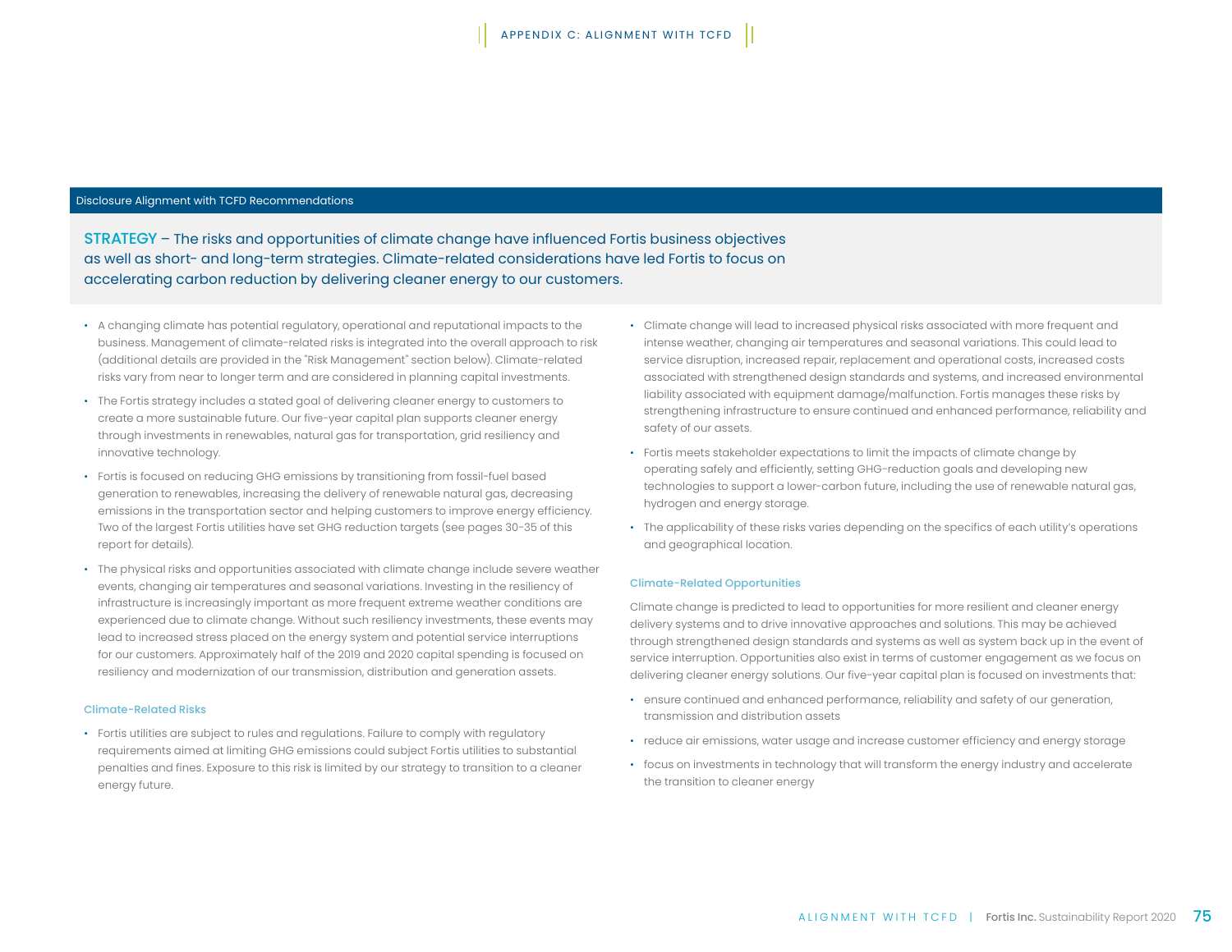Disclosure Alignment with TCFD Recommendations

**STRATEGY** – The risks and opportunities of climate change have influenced Fortis business objectives as well as short- and long-term strategies. Climate-related considerations have led Fortis to focus on accelerating carbon reduction by delivering cleaner energy to our customers.

- A changing climate has potential regulatory, operational and reputational impacts to the business. Management of climate-related risks is integrated into the overall approach to risk (additional details are provided in the "Risk Management" section below). Climate-related risks vary from near to longer term and are considered in planning capital investments.
- The Fortis strategy includes a stated goal of delivering cleaner energy to customers to create a more sustainable future. Our five-year capital plan supports cleaner energy through investments in renewables, natural gas for transportation, grid resiliency and innovative technology.
- Fortis is focused on reducing GHG emissions by transitioning from fossil-fuel based generation to renewables, increasing the delivery of renewable natural gas, decreasing emissions in the transportation sector and helping customers to improve energy efficiency. Two of the largest Fortis utilities have set GHG reduction targets (see pages 30-35 of this report for details).
- The physical risks and opportunities associated with climate change include severe weather events, changing air temperatures and seasonal variations. Investing in the resiliency of infrastructure is increasingly important as more frequent extreme weather conditions are experienced due to climate change. Without such resiliency investments, these events may lead to increased stress placed on the energy system and potential service interruptions for our customers. Approximately half of the 2019 and 2020 capital spending is focused on resiliency and modernization of our transmission, distribution and generation assets.

### Climate-Related Risks

- Fortis utilities are subject to rules and regulations. Failure to comply with regulatory requirements aimed at limiting GHG emissions could subject Fortis utilities to substantial penalties and fines. Exposure to this risk is limited by our strategy to transition to a cleaner energy future.
- Climate change will lead to increased physical risks associated with more frequent and intense weather, changing air temperatures and seasonal variations. This could lead to service disruption, increased repair, replacement and operational costs, increased costs associated with strengthened design standards and systems, and increased environmental liability associated with equipment damage/malfunction. Fortis manages these risks by strengthening infrastructure to ensure continued and enhanced performance, reliability and safety of our assets.
- Fortis meets stakeholder expectations to limit the impacts of climate change by operating safely and efficiently, setting GHG-reduction goals and developing new technologies to support a lower-carbon future, including the use of renewable natural gas, hydrogen and energy storage.
- The applicability of these risks varies depending on the specifics of each utility's operations and geographical location.

### Climate-Related Opportunities

Climate change is predicted to lead to opportunities for more resilient and cleaner energy delivery systems and to drive innovative approaches and solutions. This may be achieved through strengthened design standards and systems as well as system back up in the event of service interruption. Opportunities also exist in terms of customer engagement as we focus on delivering cleaner energy solutions. Our five-year capital plan is focused on investments that:

- ensure continued and enhanced performance, reliability and safety of our generation, transmission and distribution assets
- reduce air emissions, water usage and increase customer efficiency and energy storage
- focus on investments in technology that will transform the energy industry and accelerate the transition to cleaner energy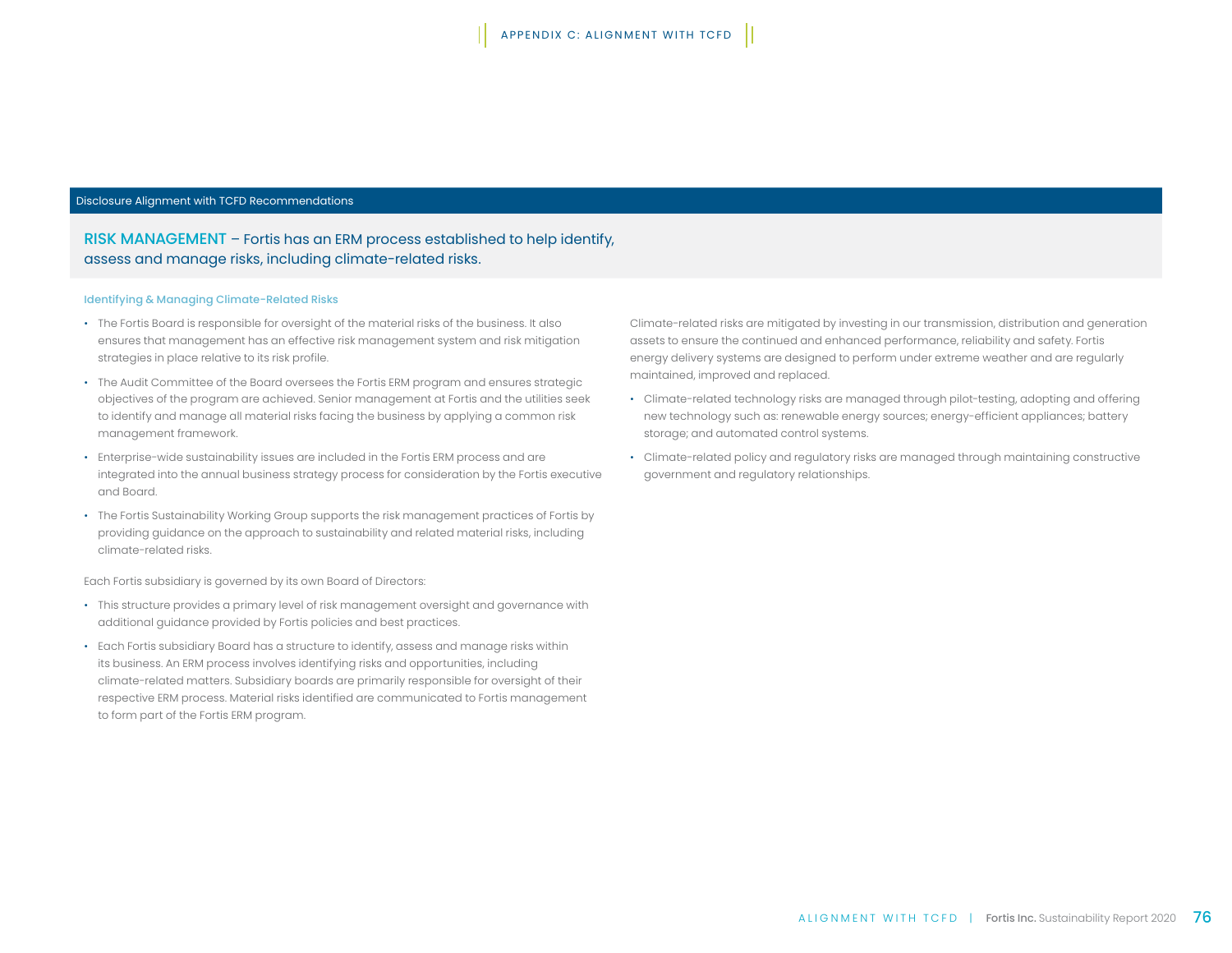Disclosure Alignment with TCFD Recommendations

## RISK MANAGEMENT – Fortis has an ERM process established to help identify, assess and manage risks, including climate-related risks.

### Identifying & Managing Climate-Related Risks

- The Fortis Board is responsible for oversight of the material risks of the business. It also ensures that management has an effective risk management system and risk mitigation strategies in place relative to its risk profile.
- The Audit Committee of the Board oversees the Fortis ERM program and ensures strategic objectives of the program are achieved. Senior management at Fortis and the utilities seek to identify and manage all material risks facing the business by applying a common risk management framework.
- Enterprise-wide sustainability issues are included in the Fortis ERM process and are integrated into the annual business strategy process for consideration by the Fortis executive and Board.
- The Fortis Sustainability Working Group supports the risk management practices of Fortis by providing guidance on the approach to sustainability and related material risks, including climate-related risks.

Each Fortis subsidiary is governed by its own Board of Directors:

- This structure provides a primary level of risk management oversight and governance with additional guidance provided by Fortis policies and best practices.
- Each Fortis subsidiary Board has a structure to identify, assess and manage risks within its business. An ERM process involves identifying risks and opportunities, including climate-related matters. Subsidiary boards are primarily responsible for oversight of their respective ERM process. Material risks identified are communicated to Fortis management to form part of the Fortis ERM program.

Climate-related risks are mitigated by investing in our transmission, distribution and generation assets to ensure the continued and enhanced performance, reliability and safety. Fortis energy delivery systems are designed to perform under extreme weather and are regularly maintained, improved and replaced.

- Climate-related technology risks are managed through pilot-testing, adopting and offering new technology such as: renewable energy sources; energy-efficient appliances; battery storage; and automated control systems.
- Climate-related policy and regulatory risks are managed through maintaining constructive government and regulatory relationships.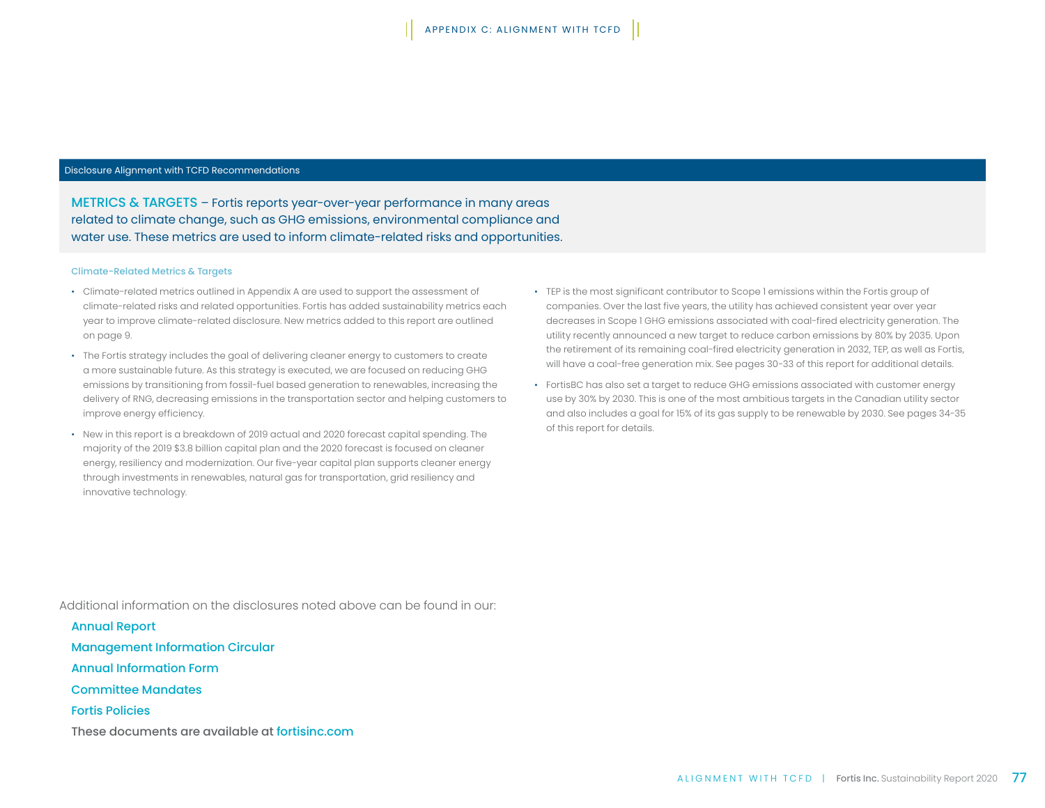Disclosure Alignment with TCFD Recommendations

**METRICS & TARGETS** – Fortis reports year-over-year performance in many areas related to climate change, such as GHG emissions, environmental compliance and water use. These metrics are used to inform climate-related risks and opportunities.

### Climate-Related Metrics & Targets

- Climate-related metrics outlined in Appendix A are used to support the assessment of climate-related risks and related opportunities. Fortis has added sustainability metrics each year to improve climate-related disclosure. New metrics added to this report are outlined on page 9.
- The Fortis strategy includes the goal of delivering cleaner energy to customers to create a more sustainable future. As this strategy is executed, we are focused on reducing GHG emissions by transitioning from fossil-fuel based generation to renewables, increasing the delivery of RNG, decreasing emissions in the transportation sector and helping customers to improve energy efficiency.
- New in this report is a breakdown of 2019 actual and 2020 forecast capital spending. The majority of the 2019 $3.8 billion capital plan and the 2020 forecast is focused on cleaner energy, resiliency and modernization. Our five-year capital plan supports cleaner energy through investments in renewables, natural gas for transportation, grid resiliency and innovative technology.
- TEP is the most significant contributor to Scope 1 emissions within the Fortis group of companies. Over the last five years, the utility has achieved consistent year over year decreases in Scope 1 GHG emissions associated with coal-fired electricity generation. The utility recently announced a new target to reduce carbon emissions by 80% by 2035. Upon the retirement of its remaining coal-fired electricity generation in 2032, TEP, as well as Fortis, will have a coal-free generation mix. See pages 30-33 of this report for additional details.
- FortisBC has also set a target to reduce GHG emissions associated with customer energy use by 30% by 2030. This is one of the most ambitious targets in the Canadian utility sector and also includes a goal for 15% of its gas supply to be renewable by 2030. See pages 34-35 of this report for details.

Additional information on the disclosures noted above can be found in our:

Annual Report

Management Information Circular

Annual Information Form

Committee Mandates

Fortis Policies

These documents are available at fortisinc.com